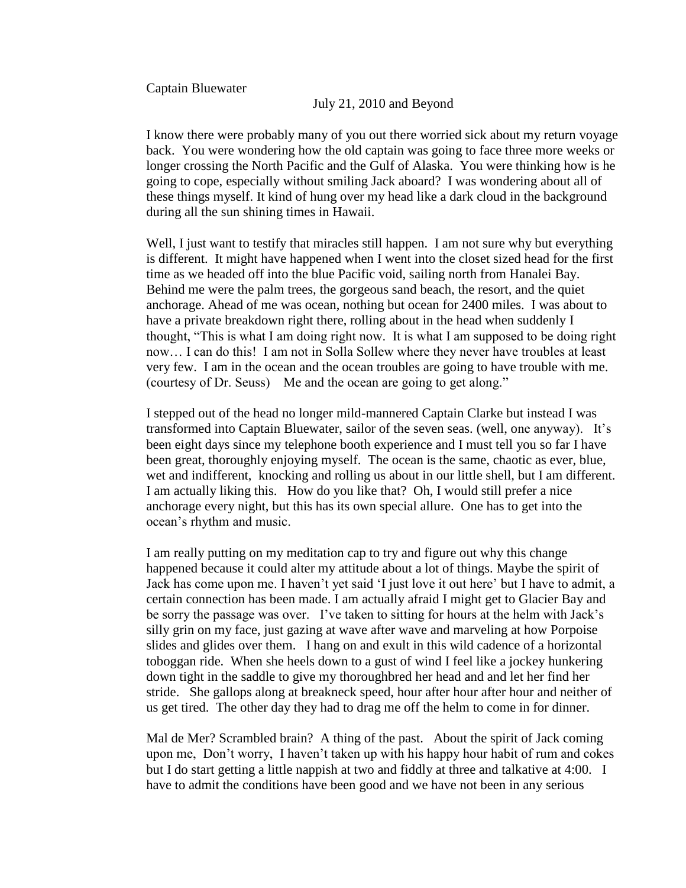Captain Bluewater

July 21, 2010 and Beyond

I know there were probably many of you out there worried sick about my return voyage back. You were wondering how the old captain was going to face three more weeks or longer crossing the North Pacific and the Gulf of Alaska. You were thinking how is he going to cope, especially without smiling Jack aboard? I was wondering about all of these things myself. It kind of hung over my head like a dark cloud in the background during all the sun shining times in Hawaii.

Well, I just want to testify that miracles still happen. I am not sure why but everything is different. It might have happened when I went into the closet sized head for the first time as we headed off into the blue Pacific void, sailing north from Hanalei Bay. Behind me were the palm trees, the gorgeous sand beach, the resort, and the quiet anchorage. Ahead of me was ocean, nothing but ocean for 2400 miles. I was about to have a private breakdown right there, rolling about in the head when suddenly I thought, "This is what I am doing right now. It is what I am supposed to be doing right now… I can do this! I am not in Solla Sollew where they never have troubles at least very few. I am in the ocean and the ocean troubles are going to have trouble with me. (courtesy of Dr. Seuss) Me and the ocean are going to get along."

I stepped out of the head no longer mild-mannered Captain Clarke but instead I was transformed into Captain Bluewater, sailor of the seven seas. (well, one anyway). It's been eight days since my telephone booth experience and I must tell you so far I have been great, thoroughly enjoying myself. The ocean is the same, chaotic as ever, blue, wet and indifferent, knocking and rolling us about in our little shell, but I am different. I am actually liking this. How do you like that? Oh, I would still prefer a nice anchorage every night, but this has its own special allure. One has to get into the ocean's rhythm and music.

I am really putting on my meditation cap to try and figure out why this change happened because it could alter my attitude about a lot of things. Maybe the spirit of Jack has come upon me. I haven't yet said 'I just love it out here' but I have to admit, a certain connection has been made. I am actually afraid I might get to Glacier Bay and be sorry the passage was over. I've taken to sitting for hours at the helm with Jack's silly grin on my face, just gazing at wave after wave and marveling at how Porpoise slides and glides over them. I hang on and exult in this wild cadence of a horizontal toboggan ride. When she heels down to a gust of wind I feel like a jockey hunkering down tight in the saddle to give my thoroughbred her head and and let her find her stride. She gallops along at breakneck speed, hour after hour after hour and neither of us get tired. The other day they had to drag me off the helm to come in for dinner.

Mal de Mer? Scrambled brain? A thing of the past. About the spirit of Jack coming upon me, Don't worry, I haven't taken up with his happy hour habit of rum and cokes but I do start getting a little nappish at two and fiddly at three and talkative at 4:00. I have to admit the conditions have been good and we have not been in any serious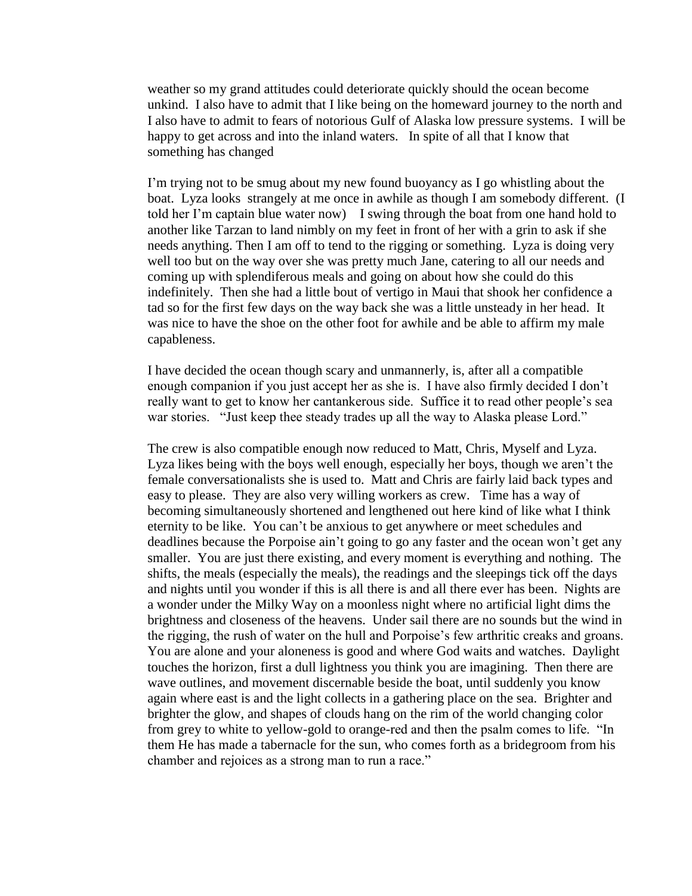weather so my grand attitudes could deteriorate quickly should the ocean become unkind. I also have to admit that I like being on the homeward journey to the north and I also have to admit to fears of notorious Gulf of Alaska low pressure systems. I will be happy to get across and into the inland waters. In spite of all that I know that something has changed

I'm trying not to be smug about my new found buoyancy as I go whistling about the boat. Lyza looks strangely at me once in awhile as though I am somebody different. (I told her I'm captain blue water now) I swing through the boat from one hand hold to another like Tarzan to land nimbly on my feet in front of her with a grin to ask if she needs anything. Then I am off to tend to the rigging or something. Lyza is doing very well too but on the way over she was pretty much Jane, catering to all our needs and coming up with splendiferous meals and going on about how she could do this indefinitely. Then she had a little bout of vertigo in Maui that shook her confidence a tad so for the first few days on the way back she was a little unsteady in her head. It was nice to have the shoe on the other foot for awhile and be able to affirm my male capableness.

I have decided the ocean though scary and unmannerly, is, after all a compatible enough companion if you just accept her as she is. I have also firmly decided I don't really want to get to know her cantankerous side. Suffice it to read other people's sea war stories. "Just keep thee steady trades up all the way to Alaska please Lord."

The crew is also compatible enough now reduced to Matt, Chris, Myself and Lyza. Lyza likes being with the boys well enough, especially her boys, though we aren't the female conversationalists she is used to. Matt and Chris are fairly laid back types and easy to please. They are also very willing workers as crew. Time has a way of becoming simultaneously shortened and lengthened out here kind of like what I think eternity to be like. You can't be anxious to get anywhere or meet schedules and deadlines because the Porpoise ain't going to go any faster and the ocean won't get any smaller. You are just there existing, and every moment is everything and nothing. The shifts, the meals (especially the meals), the readings and the sleepings tick off the days and nights until you wonder if this is all there is and all there ever has been. Nights are a wonder under the Milky Way on a moonless night where no artificial light dims the brightness and closeness of the heavens. Under sail there are no sounds but the wind in the rigging, the rush of water on the hull and Porpoise's few arthritic creaks and groans. You are alone and your aloneness is good and where God waits and watches. Daylight touches the horizon, first a dull lightness you think you are imagining. Then there are wave outlines, and movement discernable beside the boat, until suddenly you know again where east is and the light collects in a gathering place on the sea. Brighter and brighter the glow, and shapes of clouds hang on the rim of the world changing color from grey to white to yellow-gold to orange-red and then the psalm comes to life. "In them He has made a tabernacle for the sun, who comes forth as a bridegroom from his chamber and rejoices as a strong man to run a race."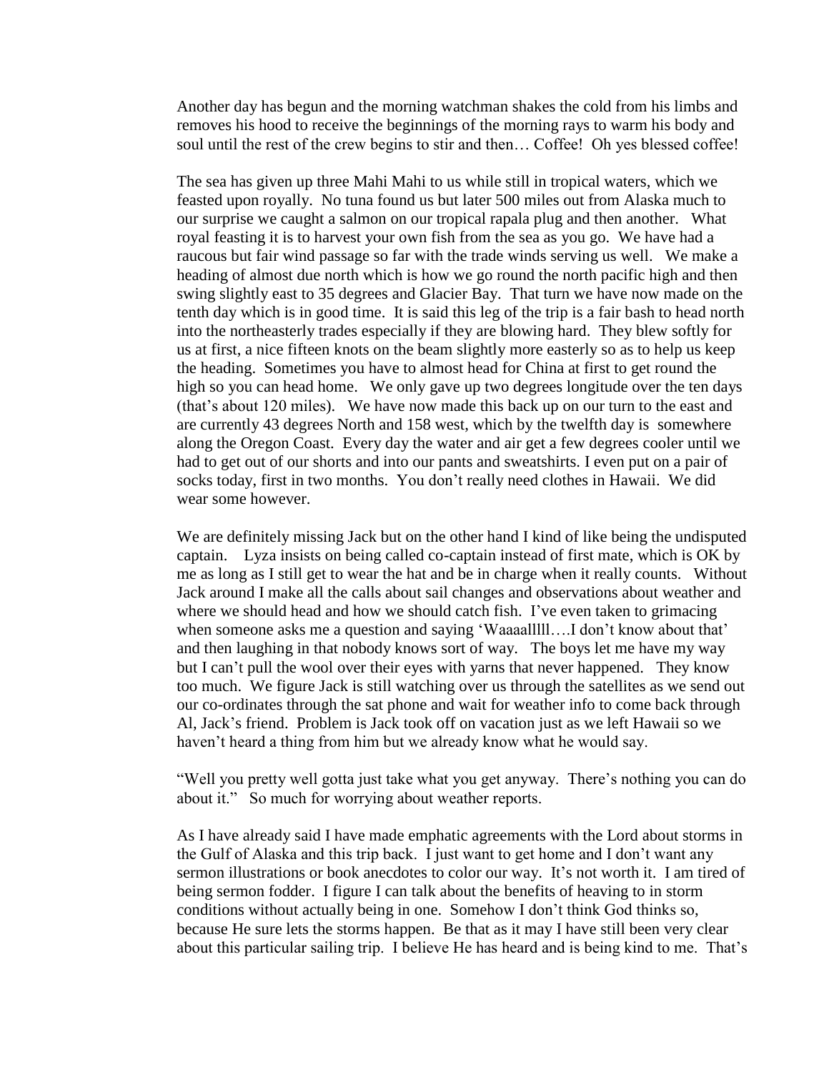Another day has begun and the morning watchman shakes the cold from his limbs and removes his hood to receive the beginnings of the morning rays to warm his body and soul until the rest of the crew begins to stir and then… Coffee! Oh yes blessed coffee!

The sea has given up three Mahi Mahi to us while still in tropical waters, which we feasted upon royally. No tuna found us but later 500 miles out from Alaska much to our surprise we caught a salmon on our tropical rapala plug and then another. What royal feasting it is to harvest your own fish from the sea as you go. We have had a raucous but fair wind passage so far with the trade winds serving us well. We make a heading of almost due north which is how we go round the north pacific high and then swing slightly east to 35 degrees and Glacier Bay. That turn we have now made on the tenth day which is in good time. It is said this leg of the trip is a fair bash to head north into the northeasterly trades especially if they are blowing hard. They blew softly for us at first, a nice fifteen knots on the beam slightly more easterly so as to help us keep the heading. Sometimes you have to almost head for China at first to get round the high so you can head home. We only gave up two degrees longitude over the ten days (that's about 120 miles). We have now made this back up on our turn to the east and are currently 43 degrees North and 158 west, which by the twelfth day is somewhere along the Oregon Coast. Every day the water and air get a few degrees cooler until we had to get out of our shorts and into our pants and sweatshirts. I even put on a pair of socks today, first in two months. You don't really need clothes in Hawaii. We did wear some however.

We are definitely missing Jack but on the other hand I kind of like being the undisputed captain. Lyza insists on being called co-captain instead of first mate, which is OK by me as long as I still get to wear the hat and be in charge when it really counts. Without Jack around I make all the calls about sail changes and observations about weather and where we should head and how we should catch fish. I've even taken to grimacing when someone asks me a question and saying 'Waaaalllll….I don't know about that' and then laughing in that nobody knows sort of way. The boys let me have my way but I can't pull the wool over their eyes with yarns that never happened. They know too much. We figure Jack is still watching over us through the satellites as we send out our co-ordinates through the sat phone and wait for weather info to come back through Al, Jack's friend. Problem is Jack took off on vacation just as we left Hawaii so we haven't heard a thing from him but we already know what he would say.

"Well you pretty well gotta just take what you get anyway. There's nothing you can do about it." So much for worrying about weather reports.

As I have already said I have made emphatic agreements with the Lord about storms in the Gulf of Alaska and this trip back. I just want to get home and I don't want any sermon illustrations or book anecdotes to color our way. It's not worth it. I am tired of being sermon fodder. I figure I can talk about the benefits of heaving to in storm conditions without actually being in one. Somehow I don't think God thinks so, because He sure lets the storms happen. Be that as it may I have still been very clear about this particular sailing trip. I believe He has heard and is being kind to me. That's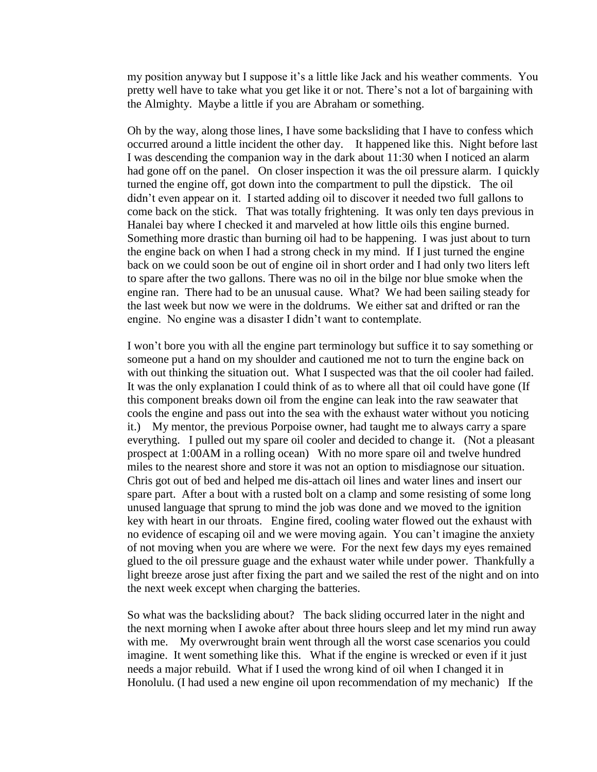my position anyway but I suppose it's a little like Jack and his weather comments. You pretty well have to take what you get like it or not. There's not a lot of bargaining with the Almighty. Maybe a little if you are Abraham or something.

Oh by the way, along those lines, I have some backsliding that I have to confess which occurred around a little incident the other day. It happened like this. Night before last I was descending the companion way in the dark about 11:30 when I noticed an alarm had gone off on the panel. On closer inspection it was the oil pressure alarm. I quickly turned the engine off, got down into the compartment to pull the dipstick. The oil didn't even appear on it. I started adding oil to discover it needed two full gallons to come back on the stick. That was totally frightening. It was only ten days previous in Hanalei bay where I checked it and marveled at how little oils this engine burned. Something more drastic than burning oil had to be happening. I was just about to turn the engine back on when I had a strong check in my mind. If I just turned the engine back on we could soon be out of engine oil in short order and I had only two liters left to spare after the two gallons. There was no oil in the bilge nor blue smoke when the engine ran. There had to be an unusual cause. What? We had been sailing steady for the last week but now we were in the doldrums. We either sat and drifted or ran the engine. No engine was a disaster I didn't want to contemplate.

I won't bore you with all the engine part terminology but suffice it to say something or someone put a hand on my shoulder and cautioned me not to turn the engine back on with out thinking the situation out. What I suspected was that the oil cooler had failed. It was the only explanation I could think of as to where all that oil could have gone (If this component breaks down oil from the engine can leak into the raw seawater that cools the engine and pass out into the sea with the exhaust water without you noticing it.) My mentor, the previous Porpoise owner, had taught me to always carry a spare everything. I pulled out my spare oil cooler and decided to change it. (Not a pleasant prospect at 1:00AM in a rolling ocean) With no more spare oil and twelve hundred miles to the nearest shore and store it was not an option to misdiagnose our situation. Chris got out of bed and helped me dis-attach oil lines and water lines and insert our spare part. After a bout with a rusted bolt on a clamp and some resisting of some long unused language that sprung to mind the job was done and we moved to the ignition key with heart in our throats. Engine fired, cooling water flowed out the exhaust with no evidence of escaping oil and we were moving again. You can't imagine the anxiety of not moving when you are where we were. For the next few days my eyes remained glued to the oil pressure guage and the exhaust water while under power. Thankfully a light breeze arose just after fixing the part and we sailed the rest of the night and on into the next week except when charging the batteries.

So what was the backsliding about? The back sliding occurred later in the night and the next morning when I awoke after about three hours sleep and let my mind run away with me. My overwrought brain went through all the worst case scenarios you could imagine. It went something like this. What if the engine is wrecked or even if it just needs a major rebuild. What if I used the wrong kind of oil when I changed it in Honolulu. (I had used a new engine oil upon recommendation of my mechanic) If the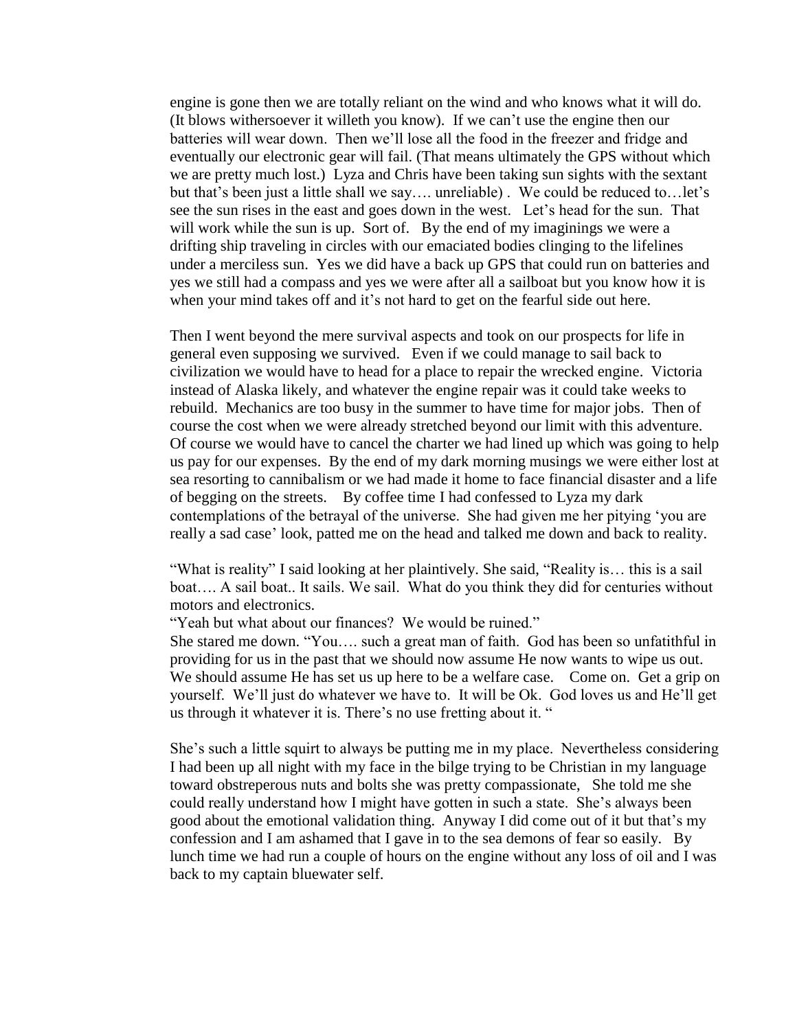engine is gone then we are totally reliant on the wind and who knows what it will do. (It blows withersoever it willeth you know). If we can't use the engine then our batteries will wear down. Then we'll lose all the food in the freezer and fridge and eventually our electronic gear will fail. (That means ultimately the GPS without which we are pretty much lost.) Lyza and Chris have been taking sun sights with the sextant but that's been just a little shall we say…. unreliable) . We could be reduced to…let's see the sun rises in the east and goes down in the west. Let's head for the sun. That will work while the sun is up. Sort of. By the end of my imaginings we were a drifting ship traveling in circles with our emaciated bodies clinging to the lifelines under a merciless sun. Yes we did have a back up GPS that could run on batteries and yes we still had a compass and yes we were after all a sailboat but you know how it is when your mind takes off and it's not hard to get on the fearful side out here.

Then I went beyond the mere survival aspects and took on our prospects for life in general even supposing we survived. Even if we could manage to sail back to civilization we would have to head for a place to repair the wrecked engine. Victoria instead of Alaska likely, and whatever the engine repair was it could take weeks to rebuild. Mechanics are too busy in the summer to have time for major jobs. Then of course the cost when we were already stretched beyond our limit with this adventure. Of course we would have to cancel the charter we had lined up which was going to help us pay for our expenses. By the end of my dark morning musings we were either lost at sea resorting to cannibalism or we had made it home to face financial disaster and a life of begging on the streets. By coffee time I had confessed to Lyza my dark contemplations of the betrayal of the universe. She had given me her pitying 'you are really a sad case' look, patted me on the head and talked me down and back to reality.

"What is reality" I said looking at her plaintively. She said, "Reality is… this is a sail boat…. A sail boat.. It sails. We sail. What do you think they did for centuries without motors and electronics.

"Yeah but what about our finances? We would be ruined."

She stared me down. "You…. such a great man of faith. God has been so unfatithful in providing for us in the past that we should now assume He now wants to wipe us out. We should assume He has set us up here to be a welfare case. Come on. Get a grip on yourself. We'll just do whatever we have to. It will be Ok. God loves us and He'll get us through it whatever it is. There's no use fretting about it. "

She's such a little squirt to always be putting me in my place. Nevertheless considering I had been up all night with my face in the bilge trying to be Christian in my language toward obstreperous nuts and bolts she was pretty compassionate, She told me she could really understand how I might have gotten in such a state. She's always been good about the emotional validation thing. Anyway I did come out of it but that's my confession and I am ashamed that I gave in to the sea demons of fear so easily. By lunch time we had run a couple of hours on the engine without any loss of oil and I was back to my captain bluewater self.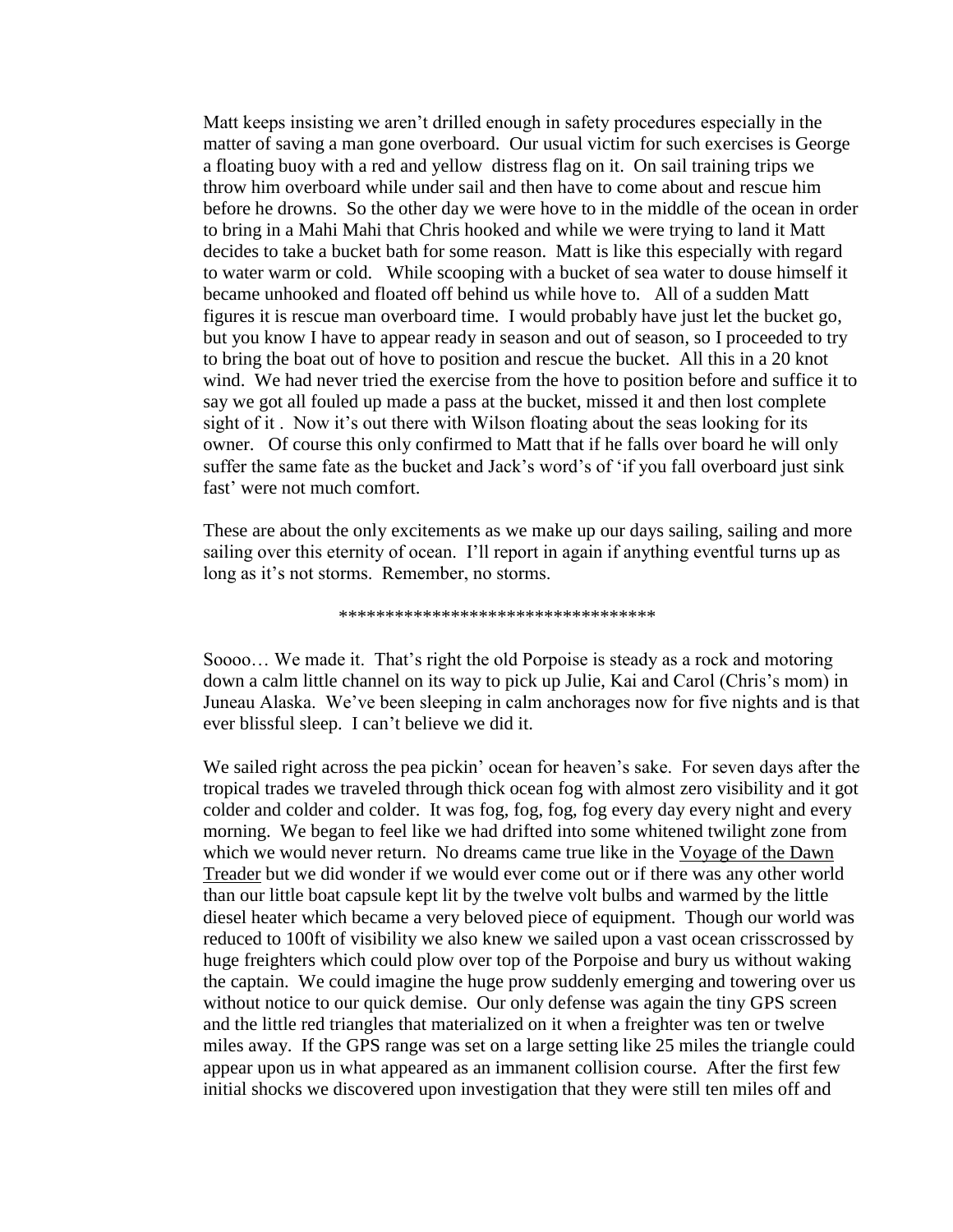Matt keeps insisting we aren't drilled enough in safety procedures especially in the matter of saving a man gone overboard. Our usual victim for such exercises is George a floating buoy with a red and yellow distress flag on it. On sail training trips we throw him overboard while under sail and then have to come about and rescue him before he drowns. So the other day we were hove to in the middle of the ocean in order to bring in a Mahi Mahi that Chris hooked and while we were trying to land it Matt decides to take a bucket bath for some reason. Matt is like this especially with regard to water warm or cold. While scooping with a bucket of sea water to douse himself it became unhooked and floated off behind us while hove to. All of a sudden Matt figures it is rescue man overboard time. I would probably have just let the bucket go, but you know I have to appear ready in season and out of season, so I proceeded to try to bring the boat out of hove to position and rescue the bucket. All this in a 20 knot wind. We had never tried the exercise from the hove to position before and suffice it to say we got all fouled up made a pass at the bucket, missed it and then lost complete sight of it . Now it's out there with Wilson floating about the seas looking for its owner. Of course this only confirmed to Matt that if he falls over board he will only suffer the same fate as the bucket and Jack's word's of 'if you fall overboard just sink fast' were not much comfort.

These are about the only excitements as we make up our days sailing, sailing and more sailing over this eternity of ocean. I'll report in again if anything eventful turns up as long as it's not storms. Remember, no storms.

**********************************

Soooo… We made it. That's right the old Porpoise is steady as a rock and motoring down a calm little channel on its way to pick up Julie, Kai and Carol (Chris's mom) in Juneau Alaska. We've been sleeping in calm anchorages now for five nights and is that ever blissful sleep. I can't believe we did it.

We sailed right across the pea pickin' ocean for heaven's sake. For seven days after the tropical trades we traveled through thick ocean fog with almost zero visibility and it got colder and colder and colder. It was fog, fog, fog, fog every day every night and every morning. We began to feel like we had drifted into some whitened twilight zone from which we would never return. No dreams came true like in the Voyage of the Dawn Treader but we did wonder if we would ever come out or if there was any other world than our little boat capsule kept lit by the twelve volt bulbs and warmed by the little diesel heater which became a very beloved piece of equipment. Though our world was reduced to 100ft of visibility we also knew we sailed upon a vast ocean crisscrossed by huge freighters which could plow over top of the Porpoise and bury us without waking the captain. We could imagine the huge prow suddenly emerging and towering over us without notice to our quick demise. Our only defense was again the tiny GPS screen and the little red triangles that materialized on it when a freighter was ten or twelve miles away. If the GPS range was set on a large setting like 25 miles the triangle could appear upon us in what appeared as an immanent collision course. After the first few initial shocks we discovered upon investigation that they were still ten miles off and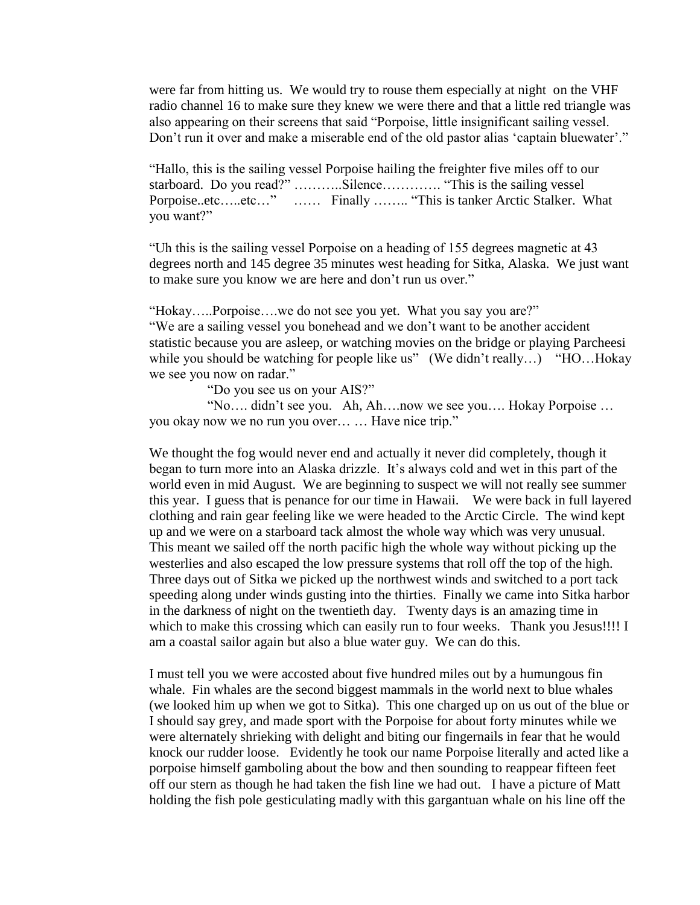were far from hitting us. We would try to rouse them especially at night on the VHF radio channel 16 to make sure they knew we were there and that a little red triangle was also appearing on their screens that said "Porpoise, little insignificant sailing vessel. Don't run it over and make a miserable end of the old pastor alias 'captain bluewater'."

"Hallo, this is the sailing vessel Porpoise hailing the freighter five miles off to our starboard. Do you read?" ………..Silence…………. "This is the sailing vessel Porpoise..etc…..etc…" …… Finally …….. "This is tanker Arctic Stalker. What you want?"

"Uh this is the sailing vessel Porpoise on a heading of 155 degrees magnetic at 43 degrees north and 145 degree 35 minutes west heading for Sitka, Alaska. We just want to make sure you know we are here and don't run us over."

"Hokay…..Porpoise….we do not see you yet. What you say you are?"
"We are a sailing vessel you bonehead and we don't want to be another accident statistic because you are asleep, or watching movies on the bridge or playing Parcheesi while you should be watching for people like us" (We didn't really…) "HO…Hokay we see you now on radar."

"Do you see us on your AIS?"

"No…. didn't see you. Ah, Ah….now we see you…. Hokay Porpoise … you okay now we no run you over… … Have nice trip."

We thought the fog would never end and actually it never did completely, though it began to turn more into an Alaska drizzle. It's always cold and wet in this part of the world even in mid August. We are beginning to suspect we will not really see summer this year. I guess that is penance for our time in Hawaii. We were back in full layered clothing and rain gear feeling like we were headed to the Arctic Circle. The wind kept up and we were on a starboard tack almost the whole way which was very unusual. This meant we sailed off the north pacific high the whole way without picking up the westerlies and also escaped the low pressure systems that roll off the top of the high. Three days out of Sitka we picked up the northwest winds and switched to a port tack speeding along under winds gusting into the thirties. Finally we came into Sitka harbor in the darkness of night on the twentieth day. Twenty days is an amazing time in which to make this crossing which can easily run to four weeks. Thank you Jesus!!!! I am a coastal sailor again but also a blue water guy. We can do this.

I must tell you we were accosted about five hundred miles out by a humungous fin whale. Fin whales are the second biggest mammals in the world next to blue whales (we looked him up when we got to Sitka). This one charged up on us out of the blue or I should say grey, and made sport with the Porpoise for about forty minutes while we were alternately shrieking with delight and biting our fingernails in fear that he would knock our rudder loose. Evidently he took our name Porpoise literally and acted like a porpoise himself gamboling about the bow and then sounding to reappear fifteen feet off our stern as though he had taken the fish line we had out. I have a picture of Matt holding the fish pole gesticulating madly with this gargantuan whale on his line off the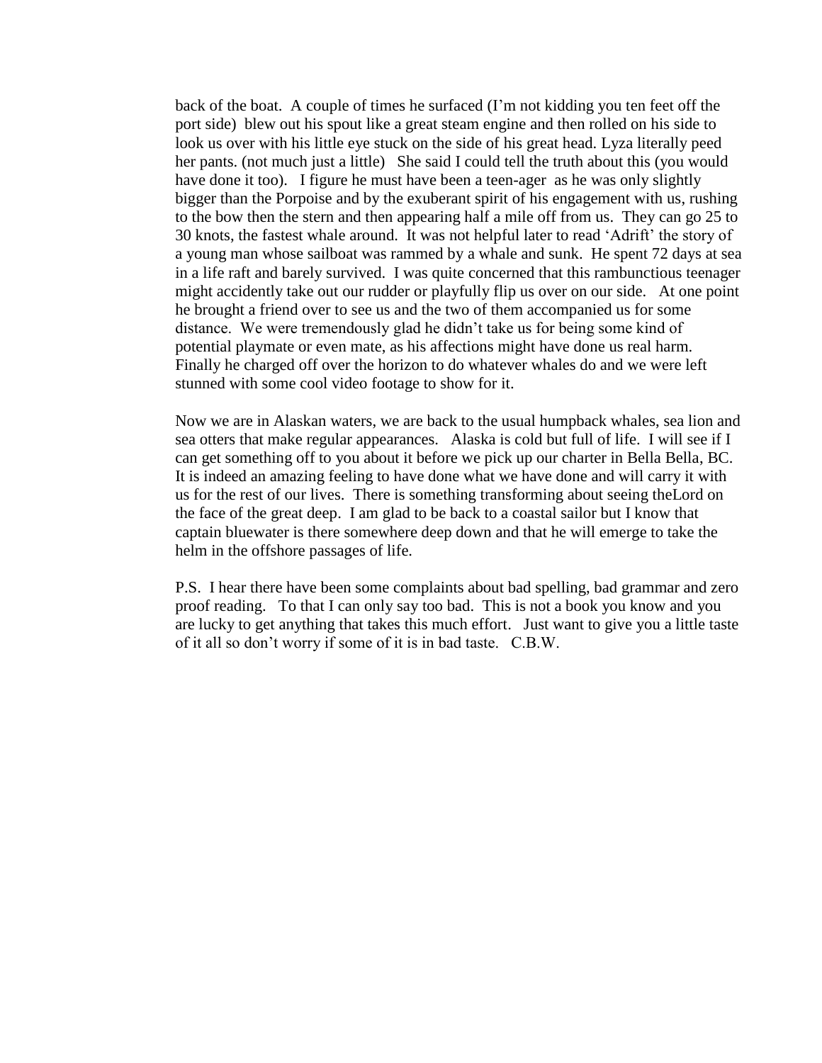back of the boat. A couple of times he surfaced (I'm not kidding you ten feet off the port side) blew out his spout like a great steam engine and then rolled on his side to look us over with his little eye stuck on the side of his great head. Lyza literally peed her pants. (not much just a little) She said I could tell the truth about this (you would have done it too). I figure he must have been a teen-ager as he was only slightly bigger than the Porpoise and by the exuberant spirit of his engagement with us, rushing to the bow then the stern and then appearing half a mile off from us. They can go 25 to 30 knots, the fastest whale around. It was not helpful later to read 'Adrift' the story of a young man whose sailboat was rammed by a whale and sunk. He spent 72 days at sea in a life raft and barely survived. I was quite concerned that this rambunctious teenager might accidently take out our rudder or playfully flip us over on our side. At one point he brought a friend over to see us and the two of them accompanied us for some distance. We were tremendously glad he didn't take us for being some kind of potential playmate or even mate, as his affections might have done us real harm. Finally he charged off over the horizon to do whatever whales do and we were left stunned with some cool video footage to show for it.

Now we are in Alaskan waters, we are back to the usual humpback whales, sea lion and sea otters that make regular appearances. Alaska is cold but full of life. I will see if I can get something off to you about it before we pick up our charter in Bella Bella, BC. It is indeed an amazing feeling to have done what we have done and will carry it with us for the rest of our lives. There is something transforming about seeing theLord on the face of the great deep. I am glad to be back to a coastal sailor but I know that captain bluewater is there somewhere deep down and that he will emerge to take the helm in the offshore passages of life.

P.S. I hear there have been some complaints about bad spelling, bad grammar and zero proof reading. To that I can only say too bad. This is not a book you know and you are lucky to get anything that takes this much effort. Just want to give you a little taste of it all so don't worry if some of it is in bad taste. C.B.W.